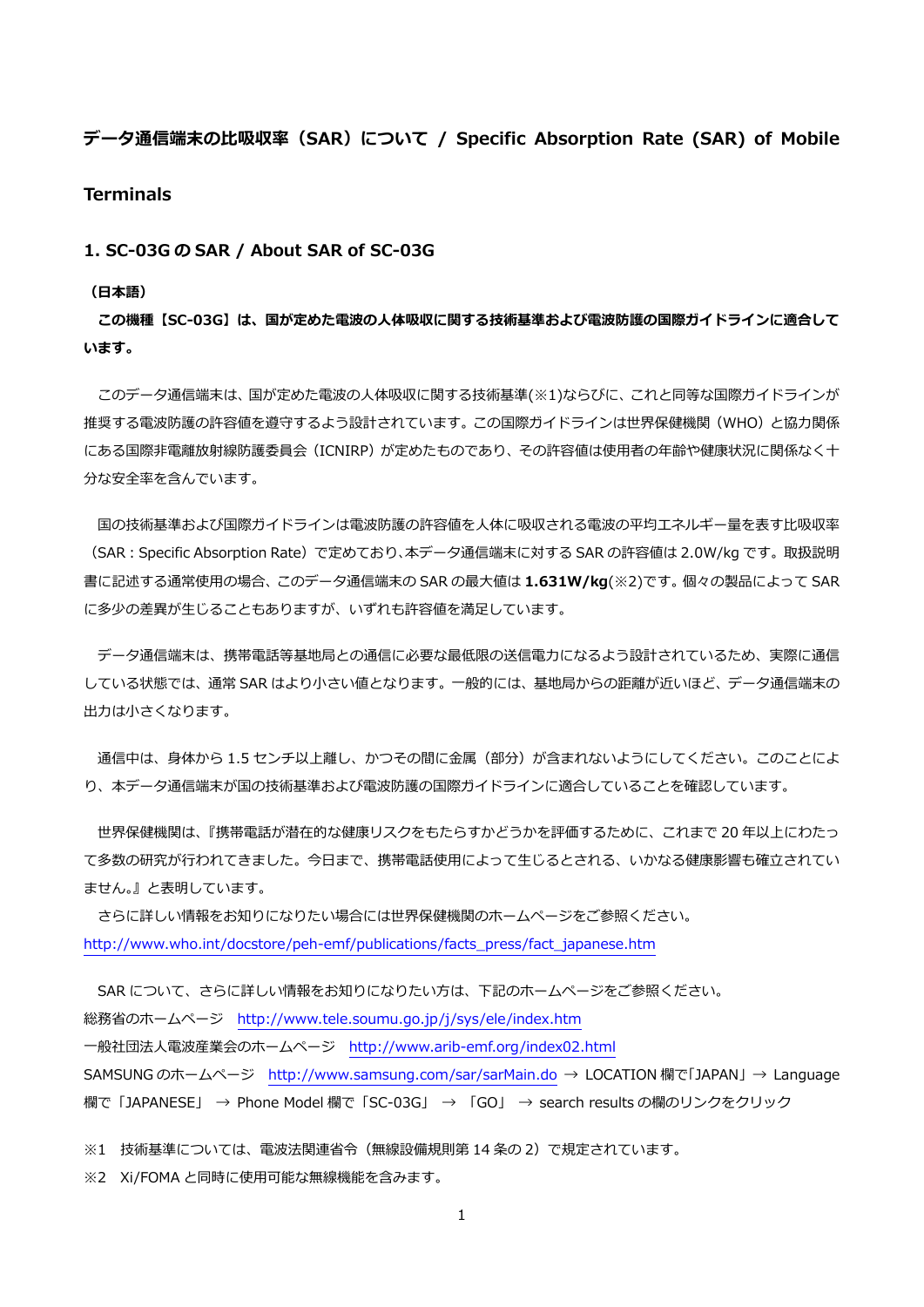# データ通信端末の比吸収率（SAR）について / Specific Absorption Rate (SAR) of Mobile Terminals

## 1. SC-03G の SAR / About SAR of SC-03G

**（日本語）**

**この機種【SC-03G】は、国が定めた電波の人体吸収に関する技術基準および電波防護の国際ガイドラインに適合しています。**

このデータ通信端末は、国が定めた電波の人体吸収に関する技術基準(※1)ならびに、これと同等な国際ガイドラインが推奨する電波防護の許容値を遵守するよう設計されています。この国際ガイドラインは世界保健機関（WHO）と協力関係にある国際非電離放射線防護委員会（ICNIRP）が定めたものであり、その許容値は使用者の年齢や健康状況に関係なく十分な安全率を含んでいます。

国の技術基準および国際ガイドラインは電波防護の許容値を人体に吸収される電波の平均エネルギー量を表す比吸収率（SAR：Specific Absorption Rate）で定めており､本データ通信端末に対する SAR の許容値は 2.0W/kg です。取扱説明書に記述する通常使用の場合、このデータ通信端末の SAR の最大値は **1.631W/kg**(※2)です。個々の製品によって SAR に多少の差異が生じることもありますが、いずれも許容値を満足しています。

データ通信端末は、携帯電話等基地局との通信に必要な最低限の送信電力になるよう設計されているため、実際に通信している状態では、通常 SAR はより小さい値となります。一般的には、基地局からの距離が近いほど、データ通信端末の出力は小さくなります。

通信中は、身体から 1.5 センチ以上離し、かつその間に金属（部分）が含まれないようにしてください。このことにより、本データ通信端末が国の技術基準および電波防護の国際ガイドラインに適合していることを確認しています。

世界保健機関は、『携帯電話が潜在的な健康リスクをもたらすかどうかを評価するために、これまで 20 年以上にわたって多数の研究が行われてきました。今日まで、携帯電話使用によって生じるとされる、いかなる健康影響も確立されていません。』と表明しています。

さらに詳しい情報をお知りになりたい場合には世界保健機関のホームページをご参照ください。

http://www.who.int/docstore/peh-emf/publications/facts_press/fact_japanese.htm

SAR について、さらに詳しい情報をお知りになりたい方は、下記のホームページをご参照ください。

総務省のホームページ　http://www.tele.soumu.go.jp/j/sys/ele/index.htm

一般社団法人電波産業会のホームページ　http://www.arib-emf.org/index02.html

SAMSUNG のホームページ　http://www.samsung.com/sar/sarMain.do → LOCATION 欄で「JAPAN」→ Language 欄で「JAPANESE」 → Phone Model 欄で「SC-03G」 → 「GO」 → search results の欄のリンクをクリック

※1　技術基準については、電波法関連省令（無線設備規則第 14 条の 2）で規定されています。

※2　Xi/FOMA と同時に使用可能な無線機能を含みます。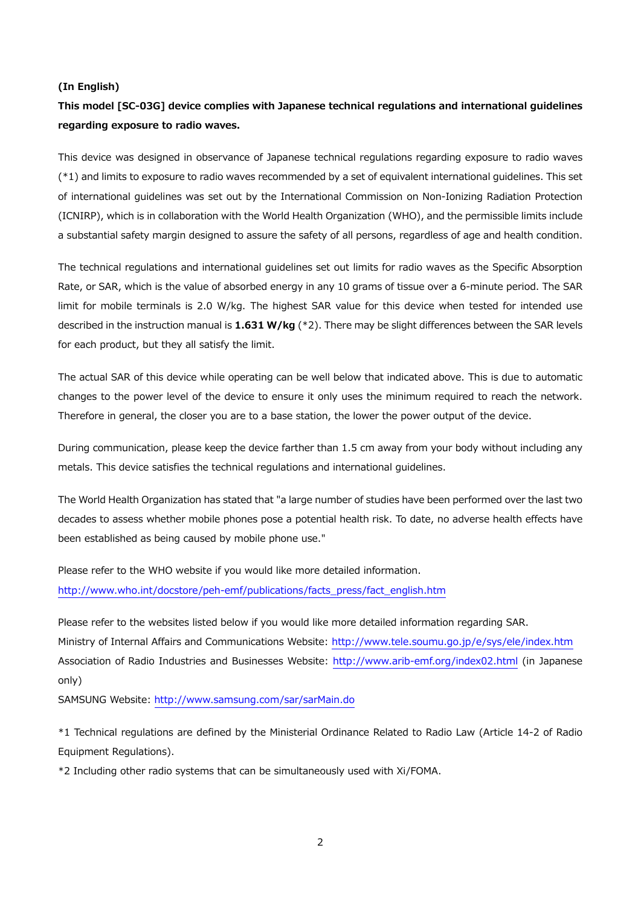**(In English)**

**This model [SC-03G] device complies with Japanese technical regulations and international guidelines regarding exposure to radio waves.**

This device was designed in observance of Japanese technical regulations regarding exposure to radio waves (*1) and limits to exposure to radio waves recommended by a set of equivalent international guidelines. This set of international guidelines was set out by the International Commission on Non-Ionizing Radiation Protection (ICNIRP), which is in collaboration with the World Health Organization (WHO), and the permissible limits include a substantial safety margin designed to assure the safety of all persons, regardless of age and health condition.

The technical regulations and international guidelines set out limits for radio waves as the Specific Absorption Rate, or SAR, which is the value of absorbed energy in any 10 grams of tissue over a 6-minute period. The SAR limit for mobile terminals is 2.0 W/kg. The highest SAR value for this device when tested for intended use described in the instruction manual is **1.631 W/kg** (*2). There may be slight differences between the SAR levels for each product, but they all satisfy the limit.

The actual SAR of this device while operating can be well below that indicated above. This is due to automatic changes to the power level of the device to ensure it only uses the minimum required to reach the network. Therefore in general, the closer you are to a base station, the lower the power output of the device.

During communication, please keep the device farther than 1.5 cm away from your body without including any metals. This device satisfies the technical regulations and international guidelines.

The World Health Organization has stated that "a large number of studies have been performed over the last two decades to assess whether mobile phones pose a potential health risk. To date, no adverse health effects have been established as being caused by mobile phone use."

Please refer to the WHO website if you would like more detailed information.
http://www.who.int/docstore/peh-emf/publications/facts_press/fact_english.htm

Please refer to the websites listed below if you would like more detailed information regarding SAR.
Ministry of Internal Affairs and Communications Website: http://www.tele.soumu.go.jp/e/sys/ele/index.htm
Association of Radio Industries and Businesses Website: http://www.arib-emf.org/index02.html (in Japanese only)
SAMSUNG Website: http://www.samsung.com/sar/sarMain.do

*1 Technical regulations are defined by the Ministerial Ordinance Related to Radio Law (Article 14-2 of Radio Equipment Regulations).

*2 Including other radio systems that can be simultaneously used with Xi/FOMA.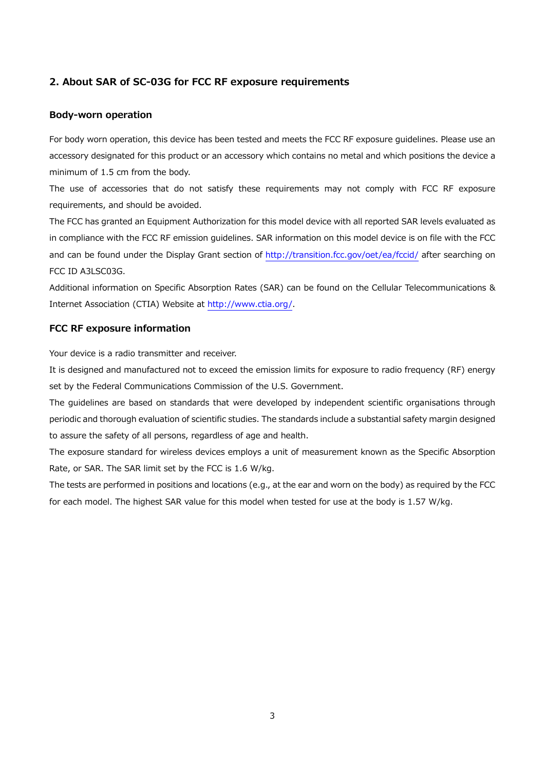## 2. About SAR of SC-03G for FCC RF exposure requirements

### Body-worn operation

For body worn operation, this device has been tested and meets the FCC RF exposure guidelines. Please use an accessory designated for this product or an accessory which contains no metal and which positions the device a minimum of 1.5 cm from the body.

The use of accessories that do not satisfy these requirements may not comply with FCC RF exposure requirements, and should be avoided.

The FCC has granted an Equipment Authorization for this model device with all reported SAR levels evaluated as in compliance with the FCC RF emission guidelines. SAR information on this model device is on file with the FCC and can be found under the Display Grant section of http://transition.fcc.gov/oet/ea/fccid/ after searching on FCC ID A3LSC03G.

Additional information on Specific Absorption Rates (SAR) can be found on the Cellular Telecommunications & Internet Association (CTIA) Website at http://www.ctia.org/.

### FCC RF exposure information

Your device is a radio transmitter and receiver.

It is designed and manufactured not to exceed the emission limits for exposure to radio frequency (RF) energy set by the Federal Communications Commission of the U.S. Government.

The guidelines are based on standards that were developed by independent scientific organisations through periodic and thorough evaluation of scientific studies. The standards include a substantial safety margin designed to assure the safety of all persons, regardless of age and health.

The exposure standard for wireless devices employs a unit of measurement known as the Specific Absorption Rate, or SAR. The SAR limit set by the FCC is 1.6 W/kg.

The tests are performed in positions and locations (e.g., at the ear and worn on the body) as required by the FCC for each model. The highest SAR value for this model when tested for use at the body is 1.57 W/kg.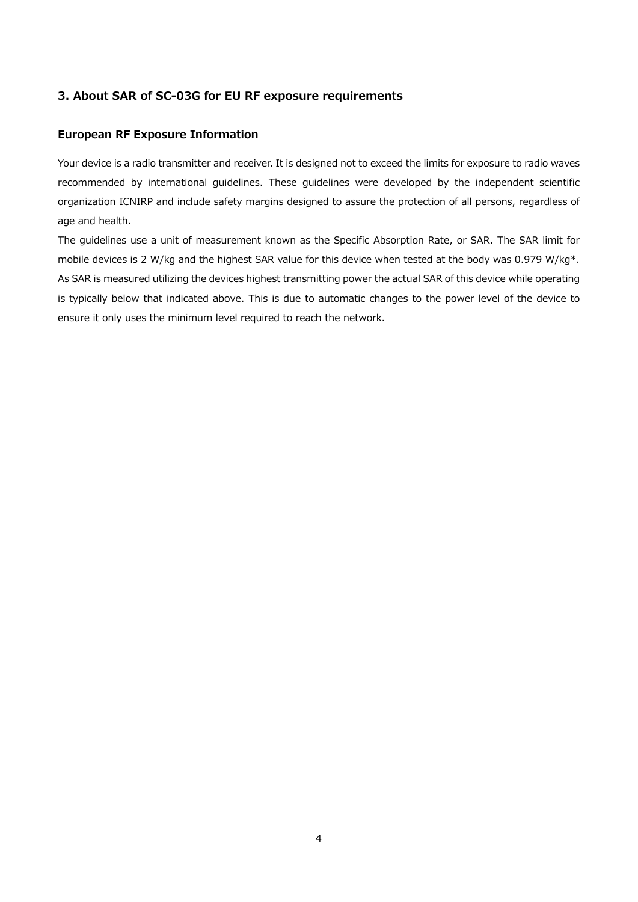## 3. About SAR of SC-03G for EU RF exposure requirements

### European RF Exposure Information

Your device is a radio transmitter and receiver. It is designed not to exceed the limits for exposure to radio waves recommended by international guidelines. These guidelines were developed by the independent scientific organization ICNIRP and include safety margins designed to assure the protection of all persons, regardless of age and health.

The guidelines use a unit of measurement known as the Specific Absorption Rate, or SAR. The SAR limit for mobile devices is 2 W/kg and the highest SAR value for this device when tested at the body was 0.979 W/kg*. As SAR is measured utilizing the devices highest transmitting power the actual SAR of this device while operating is typically below that indicated above. This is due to automatic changes to the power level of the device to ensure it only uses the minimum level required to reach the network.